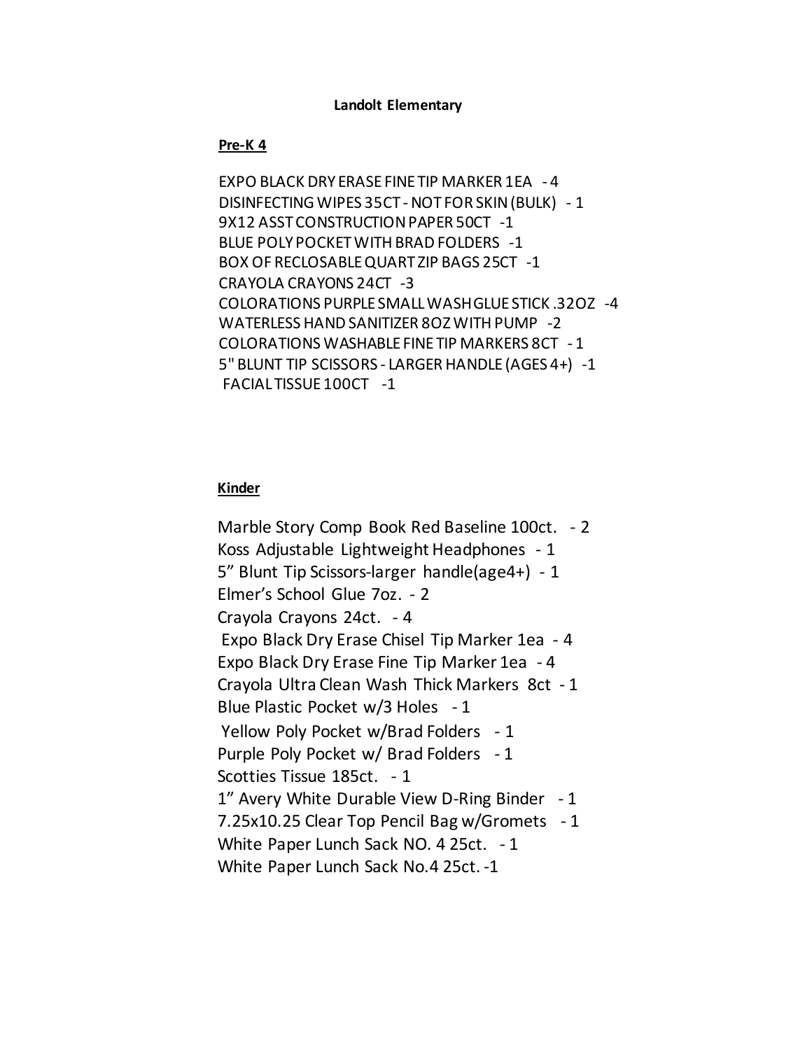**Landolt Elementary**

**Pre-K 4**

EXPO BLACK DRY ERASE FINE TIP MARKER 1EA - 4
DISINFECTING WIPES 35CT - NOT FOR SKIN (BULK) - 1
9X12 ASST CONSTRUCTION PAPER 50CT -1
BLUE POLY POCKET WITH BRAD FOLDERS -1
BOX OF RECLOSABLE QUART ZIP BAGS 25CT -1
CRAYOLA CRAYONS 24CT -3
COLORATIONS PURPLE SMALL WASH GLUE STICK .32OZ -4
WATERLESS HAND SANITIZER 8OZ WITH PUMP -2
COLORATIONS WASHABLE FINE TIP MARKERS 8CT - 1
5" BLUNT TIP SCISSORS - LARGER HANDLE (AGES 4+) -1
FACIAL TISSUE 100CT -1

**Kinder**

Marble Story Comp Book Red Baseline 100ct. - 2
Koss Adjustable Lightweight Headphones - 1
5" Blunt Tip Scissors-larger handle(age4+) - 1
Elmer's School Glue 7oz. - 2
Crayola Crayons 24ct. - 4
Expo Black Dry Erase Chisel Tip Marker 1ea - 4
Expo Black Dry Erase Fine Tip Marker 1ea - 4
Crayola Ultra Clean Wash Thick Markers 8ct - 1
Blue Plastic Pocket w/3 Holes - 1
Yellow Poly Pocket w/Brad Folders - 1
Purple Poly Pocket w/ Brad Folders - 1
Scotties Tissue 185ct. - 1
1" Avery White Durable View D-Ring Binder - 1
7.25x10.25 Clear Top Pencil Bag w/Gromets - 1
White Paper Lunch Sack NO. 4 25ct. - 1
White Paper Lunch Sack No.4 25ct. -1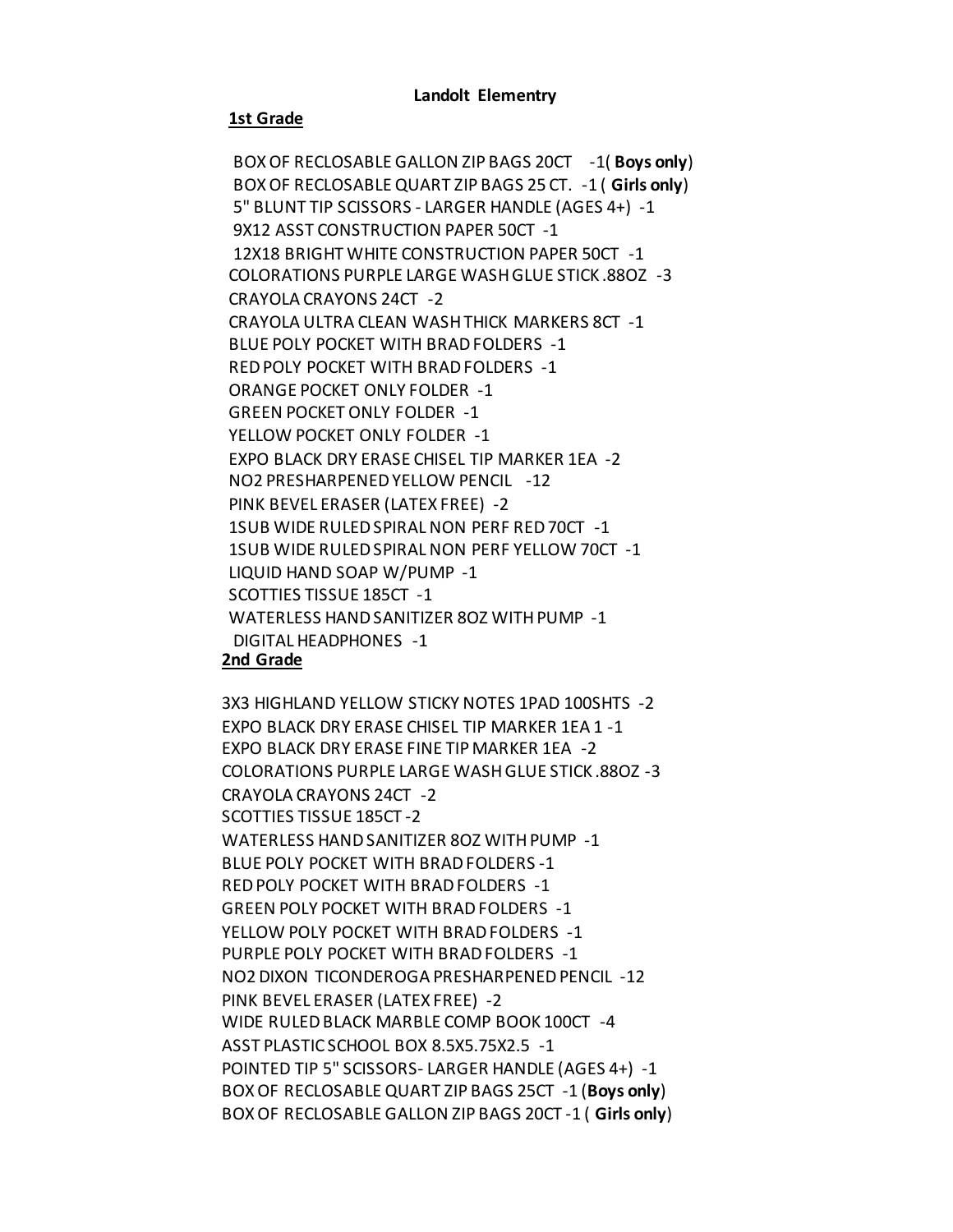**Landolt Elementry**

**1st Grade**

BOX OF RECLOSABLE GALLON ZIP BAGS 20CT -1( **Boys only**)
BOX OF RECLOSABLE QUART ZIP BAGS 25 CT. -1 ( **Girls only**)
5" BLUNT TIP SCISSORS - LARGER HANDLE (AGES 4+) -1
9X12 ASST CONSTRUCTION PAPER 50CT -1
12X18 BRIGHT WHITE CONSTRUCTION PAPER 50CT -1
COLORATIONS PURPLE LARGE WASH GLUE STICK .88OZ -3
CRAYOLA CRAYONS 24CT -2
CRAYOLA ULTRA CLEAN WASH THICK MARKERS 8CT -1
BLUE POLY POCKET WITH BRAD FOLDERS -1
RED POLY POCKET WITH BRAD FOLDERS -1
ORANGE POCKET ONLY FOLDER -1
GREEN POCKET ONLY FOLDER -1
YELLOW POCKET ONLY FOLDER -1
EXPO BLACK DRY ERASE CHISEL TIP MARKER 1EA -2
NO2 PRESHARPENED YELLOW PENCIL -12
PINK BEVEL ERASER (LATEX FREE) -2
1SUB WIDE RULED SPIRAL NON PERF RED 70CT -1
1SUB WIDE RULED SPIRAL NON PERF YELLOW 70CT -1
LIQUID HAND SOAP W/PUMP -1
SCOTTIES TISSUE 185CT -1
WATERLESS HAND SANITIZER 8OZ WITH PUMP -1
DIGITAL HEADPHONES -1

**2nd Grade**

3X3 HIGHLAND YELLOW STICKY NOTES 1PAD 100SHTS -2
EXPO BLACK DRY ERASE CHISEL TIP MARKER 1EA 1 -1
EXPO BLACK DRY ERASE FINE TIP MARKER 1EA -2
COLORATIONS PURPLE LARGE WASH GLUE STICK .88OZ -3
CRAYOLA CRAYONS 24CT -2
SCOTTIES TISSUE 185CT -2
WATERLESS HAND SANITIZER 8OZ WITH PUMP -1
BLUE POLY POCKET WITH BRAD FOLDERS -1
RED POLY POCKET WITH BRAD FOLDERS -1
GREEN POLY POCKET WITH BRAD FOLDERS -1
YELLOW POLY POCKET WITH BRAD FOLDERS -1
PURPLE POLY POCKET WITH BRAD FOLDERS -1
NO2 DIXON TICONDEROGA PRESHARPENED PENCIL -12
PINK BEVEL ERASER (LATEX FREE) -2
WIDE RULED BLACK MARBLE COMP BOOK 100CT -4
ASST PLASTIC SCHOOL BOX 8.5X5.75X2.5 -1
POINTED TIP 5" SCISSORS- LARGER HANDLE (AGES 4+) -1
BOX OF RECLOSABLE QUART ZIP BAGS 25CT -1 (**Boys only**)
BOX OF RECLOSABLE GALLON ZIP BAGS 20CT -1 ( **Girls only**)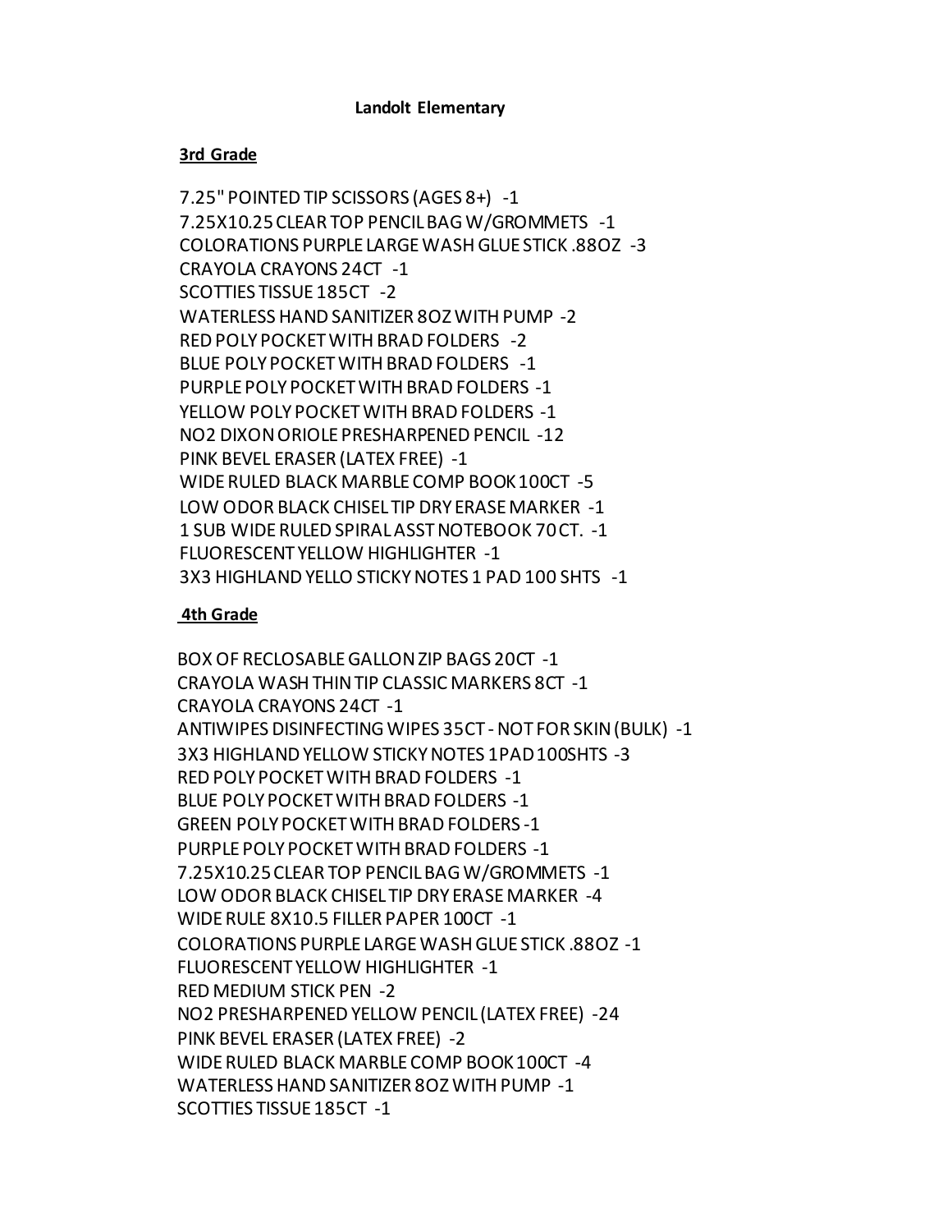**Landolt Elementary**

**3rd Grade**

7.25" POINTED TIP SCISSORS (AGES 8+) -1
7.25X10.25 CLEAR TOP PENCIL BAG W/GROMMETS -1
COLORATIONS PURPLE LARGE WASH GLUE STICK .88OZ -3
CRAYOLA CRAYONS 24CT -1
SCOTTIES TISSUE 185CT -2
WATERLESS HAND SANITIZER 8OZ WITH PUMP -2
RED POLY POCKET WITH BRAD FOLDERS -2
BLUE POLY POCKET WITH BRAD FOLDERS -1
PURPLE POLY POCKET WITH BRAD FOLDERS -1
YELLOW POLY POCKET WITH BRAD FOLDERS -1
NO2 DIXON ORIOLE PRESHARPENED PENCIL -12
PINK BEVEL ERASER (LATEX FREE) -1
WIDE RULED BLACK MARBLE COMP BOOK 100CT -5
LOW ODOR BLACK CHISEL TIP DRY ERASE MARKER -1
1 SUB WIDE RULED SPIRAL ASST NOTEBOOK 70 CT. -1
FLUORESCENT YELLOW HIGHLIGHTER -1
3X3 HIGHLAND YELLO STICKY NOTES 1 PAD 100 SHTS -1

**4th Grade**

BOX OF RECLOSABLE GALLON ZIP BAGS 20CT -1
CRAYOLA WASH THIN TIP CLASSIC MARKERS 8CT -1
CRAYOLA CRAYONS 24CT -1
ANTIWIPES DISINFECTING WIPES 35CT - NOT FOR SKIN (BULK) -1
3X3 HIGHLAND YELLOW STICKY NOTES 1PAD 100SHTS -3
RED POLY POCKET WITH BRAD FOLDERS -1
BLUE POLY POCKET WITH BRAD FOLDERS -1
GREEN POLY POCKET WITH BRAD FOLDERS -1
PURPLE POLY POCKET WITH BRAD FOLDERS -1
7.25X10.25 CLEAR TOP PENCIL BAG W/GROMMETS -1
LOW ODOR BLACK CHISEL TIP DRY ERASE MARKER -4
WIDE RULE 8X10.5 FILLER PAPER 100CT -1
COLORATIONS PURPLE LARGE WASH GLUE STICK .88OZ -1
FLUORESCENT YELLOW HIGHLIGHTER -1
RED MEDIUM STICK PEN -2
NO2 PRESHARPENED YELLOW PENCIL (LATEX FREE) -24
PINK BEVEL ERASER (LATEX FREE) -2
WIDE RULED BLACK MARBLE COMP BOOK 100CT -4
WATERLESS HAND SANITIZER 8OZ WITH PUMP -1
SCOTTIES TISSUE 185CT -1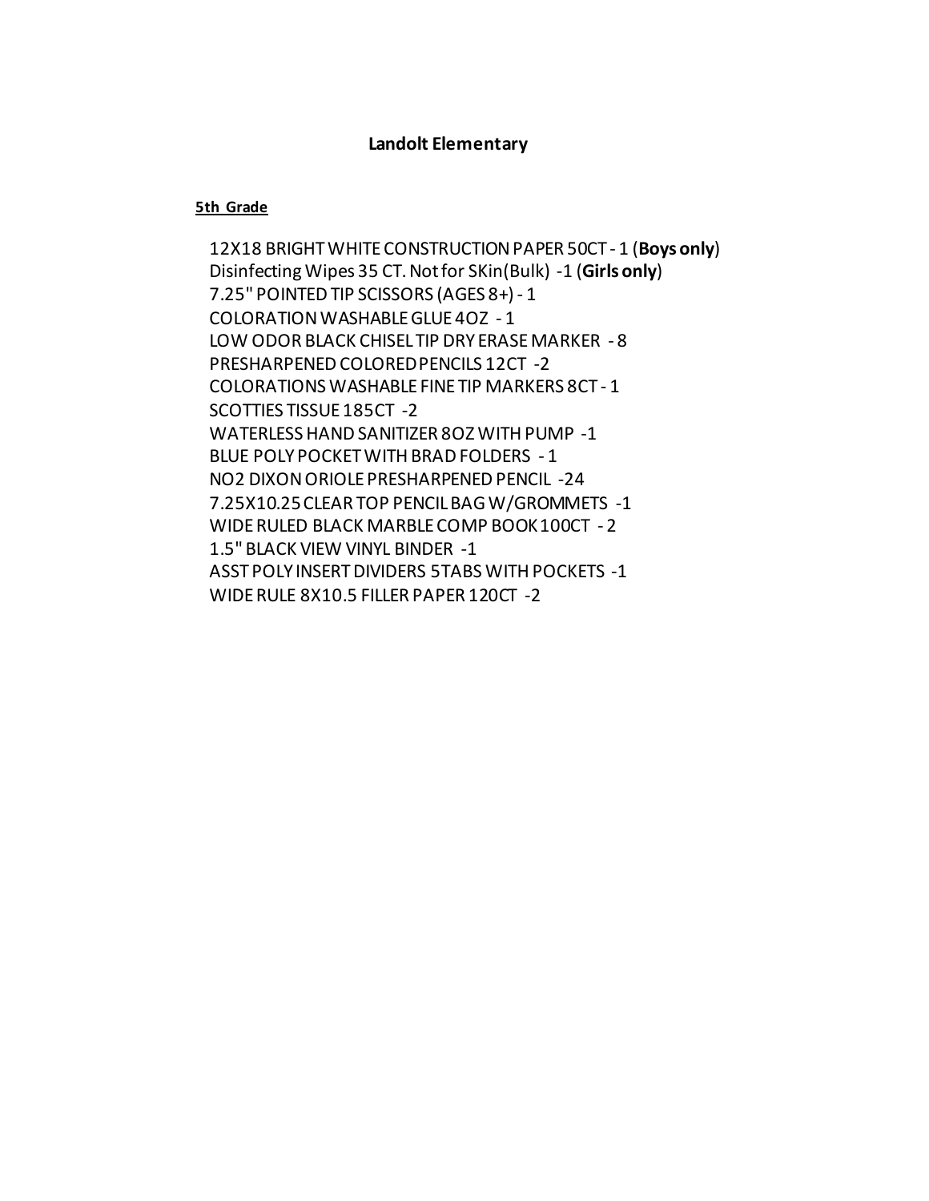**Landolt Elementary**

**5th Grade**

12X18 BRIGHT WHITE CONSTRUCTION PAPER 50CT - 1 (**Boys only**)
Disinfecting Wipes 35 CT. Not for SKin(Bulk) -1 (**Girls only**)
7.25" POINTED TIP SCISSORS (AGES 8+) - 1
COLORATION WASHABLE GLUE 4OZ - 1
LOW ODOR BLACK CHISEL TIP DRY ERASE MARKER - 8
PRESHARPENED COLORED PENCILS 12CT -2
COLORATIONS WASHABLE FINE TIP MARKERS 8CT - 1
SCOTTIES TISSUE 185CT -2
WATERLESS HAND SANITIZER 8OZ WITH PUMP -1
BLUE POLY POCKET WITH BRAD FOLDERS - 1
NO2 DIXON ORIOLE PRESHARPENED PENCIL -24
7.25X10.25 CLEAR TOP PENCIL BAG W/GROMMETS -1
WIDE RULED BLACK MARBLE COMP BOOK 100CT - 2
1.5" BLACK VIEW VINYL BINDER -1
ASST POLY INSERT DIVIDERS 5TABS WITH POCKETS -1
WIDE RULE 8X10.5 FILLER PAPER 120CT -2